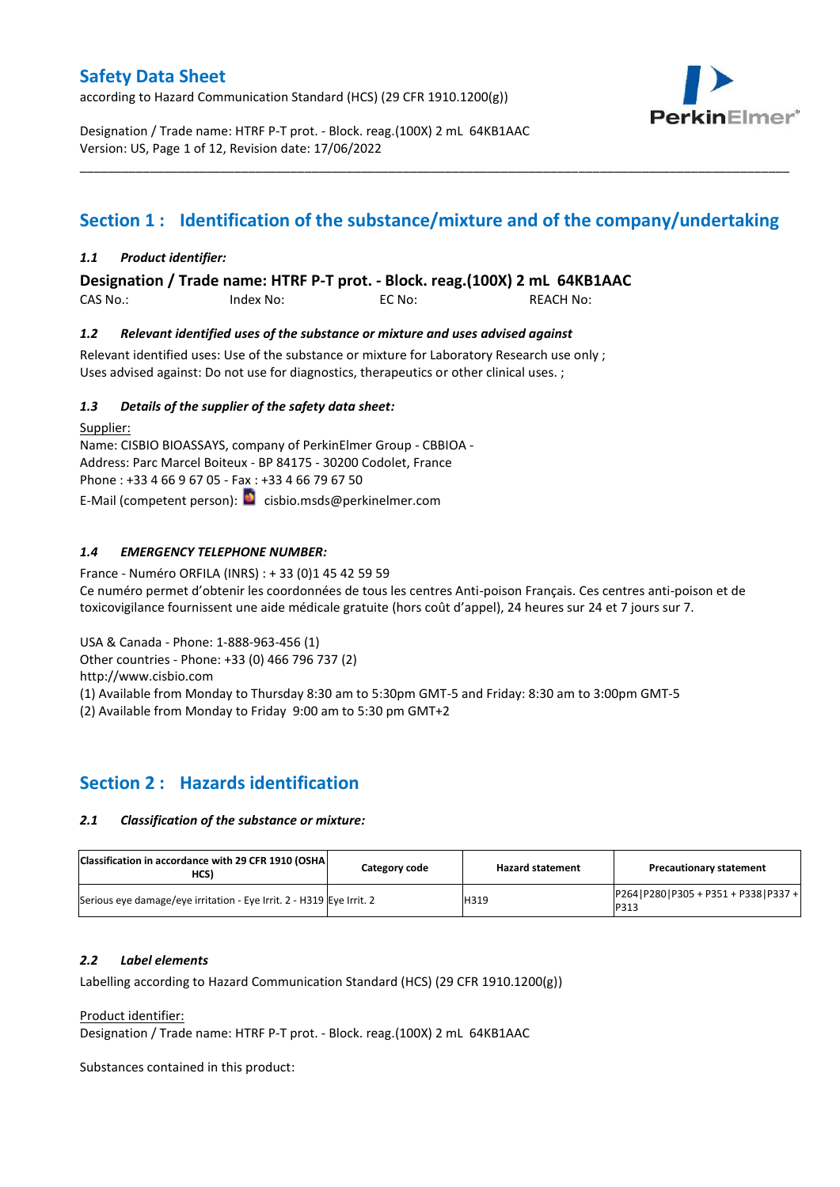# Safety Data Sheet

according to Hazard Communication Standard (HCS) (29 CFR 1910.1200(g))

Designation / Trade name: HTRF P-T prot. - Block. reag.(100X) 2 mL 64KB1AAC
Version: US, Page 1 of 12, Revision date: 17/06/2022

## Section 1 : Identification of the substance/mixture and of the company/undertaking

### *1.1 Product identifier:*

**Designation / Trade name: HTRF P-T prot. - Block. reag.(100X) 2 mL 64KB1AAC**

CAS No.: Index No: EC No: REACH No:

### *1.2 Relevant identified uses of the substance or mixture and uses advised against*

Relevant identified uses: Use of the substance or mixture for Laboratory Research use only ;
Uses advised against: Do not use for diagnostics, therapeutics or other clinical uses. ;

### *1.3 Details of the supplier of the safety data sheet:*

Supplier:
Name: CISBIO BIOASSAYS, company of PerkinElmer Group - CBBIOA -
Address: Parc Marcel Boiteux - BP 84175 - 30200 Codolet, France
Phone : +33 4 66 9 67 05 - Fax : +33 4 66 79 67 50
E-Mail (competent person): cisbio.msds@perkinelmer.com

### *1.4 EMERGENCY TELEPHONE NUMBER:*

France - Numéro ORFILA (INRS) : + 33 (0)1 45 42 59 59
Ce numéro permet d'obtenir les coordonnées de tous les centres Anti-poison Français. Ces centres anti-poison et de toxicovigilance fournissent une aide médicale gratuite (hors coût d'appel), 24 heures sur 24 et 7 jours sur 7.

USA & Canada - Phone: 1-888-963-456 (1)
Other countries - Phone: +33 (0) 466 796 737 (2)
http://www.cisbio.com
(1) Available from Monday to Thursday 8:30 am to 5:30pm GMT-5 and Friday: 8:30 am to 3:00pm GMT-5
(2) Available from Monday to Friday 9:00 am to 5:30 pm GMT+2

## Section 2 : Hazards identification

### *2.1 Classification of the substance or mixture:*

| Classification in accordance with 29 CFR 1910 (OSHA HCS) | Category code | Hazard statement | Precautionary statement |
| --- | --- | --- | --- |
| Serious eye damage/eye irritation - Eye Irrit. 2 - H319 | Eye Irrit. 2 | H319 | P264\|P280\|P305 + P351 + P338\|P337 + P313 |

### *2.2 Label elements*

Labelling according to Hazard Communication Standard (HCS) (29 CFR 1910.1200(g))

Product identifier:
Designation / Trade name: HTRF P-T prot. - Block. reag.(100X) 2 mL 64KB1AAC

Substances contained in this product: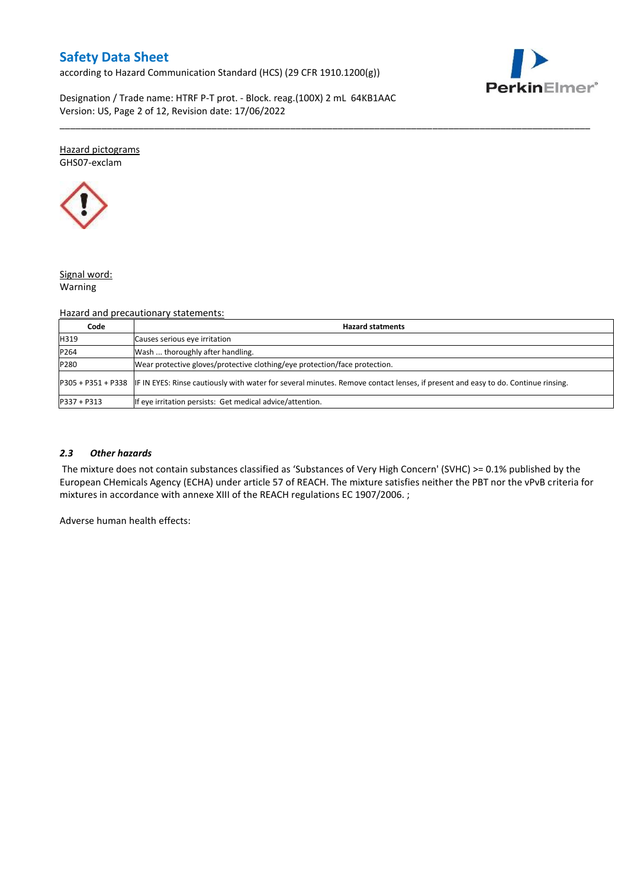Hazard pictograms

GHS07-exclam

Signal word:

Warning

Hazard and precautionary statements:

| Code | Hazard statments |
|---|---|
| H319 | Causes serious eye irritation |
| P264 | Wash ... thoroughly after handling. |
| P280 | Wear protective gloves/protective clothing/eye protection/face protection. |
| P305 + P351 + P338 | IF IN EYES: Rinse cautiously with water for several minutes. Remove contact lenses, if present and easy to do. Continue rinsing. |
| P337 + P313 | If eye irritation persists: Get medical advice/attention. |

### *2.3 Other hazards*

The mixture does not contain substances classified as 'Substances of Very High Concern' (SVHC) >= 0.1% published by the European CHemicals Agency (ECHA) under article 57 of REACH. The mixture satisfies neither the PBT nor the vPvB criteria for mixtures in accordance with annexe XIII of the REACH regulations EC 1907/2006. ;

Adverse human health effects: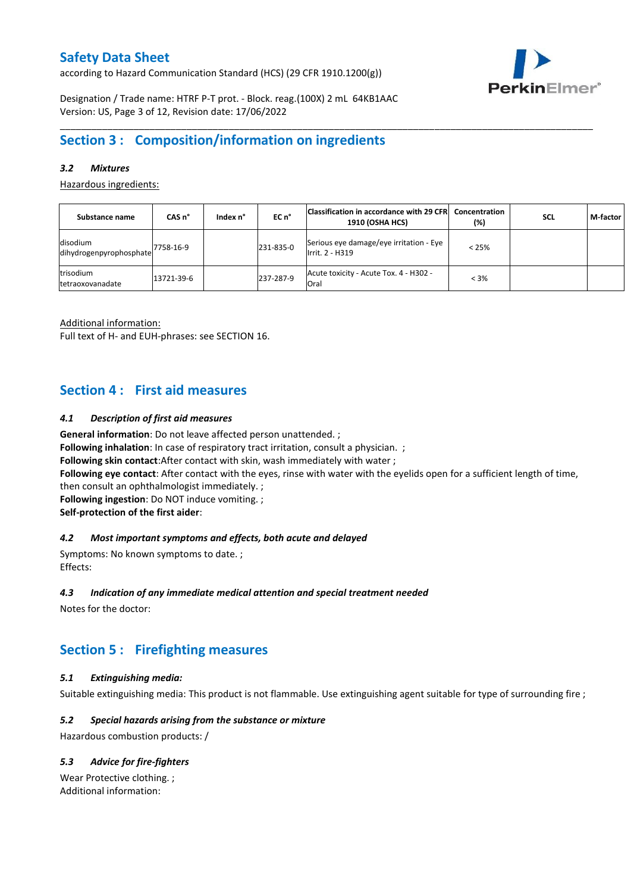## Section 3 : Composition/information on ingredients

### *3.2 Mixtures*

Hazardous ingredients:

| Substance name | CAS n° | Index n° | EC n° | Classification in accordance with 29 CFR 1910 (OSHA HCS) | Concentration (%) | SCL | M-factor |
|---|---|---|---|---|---|---|---|
| disodium dihydrogenpyrophosphate | 7758-16-9 | | 231-835-0 | Serious eye damage/eye irritation - Eye Irrit. 2 - H319 | < 25% | | |
| trisodium tetraoxovanadate | 13721-39-6 | | 237-287-9 | Acute toxicity - Acute Tox. 4 - H302 - Oral | < 3% | | |

Additional information:
Full text of H- and EUH-phrases: see SECTION 16.

## Section 4 : First aid measures

### *4.1 Description of first aid measures*

**General information**: Do not leave affected person unattended. ;
**Following inhalation**: In case of respiratory tract irritation, consult a physician. ;
**Following skin contact**:After contact with skin, wash immediately with water ;
**Following eye contact**: After contact with the eyes, rinse with water with the eyelids open for a sufficient length of time, then consult an ophthalmologist immediately. ;
**Following ingestion**: Do NOT induce vomiting. ;
**Self-protection of the first aider**:

### *4.2 Most important symptoms and effects, both acute and delayed*

Symptoms: No known symptoms to date. ;
Effects:

### *4.3 Indication of any immediate medical attention and special treatment needed*

Notes for the doctor:

## Section 5 : Firefighting measures

### *5.1 Extinguishing media:*

Suitable extinguishing media: This product is not flammable. Use extinguishing agent suitable for type of surrounding fire ;

### *5.2 Special hazards arising from the substance or mixture*

Hazardous combustion products: /

### *5.3 Advice for fire-fighters*

Wear Protective clothing. ;
Additional information: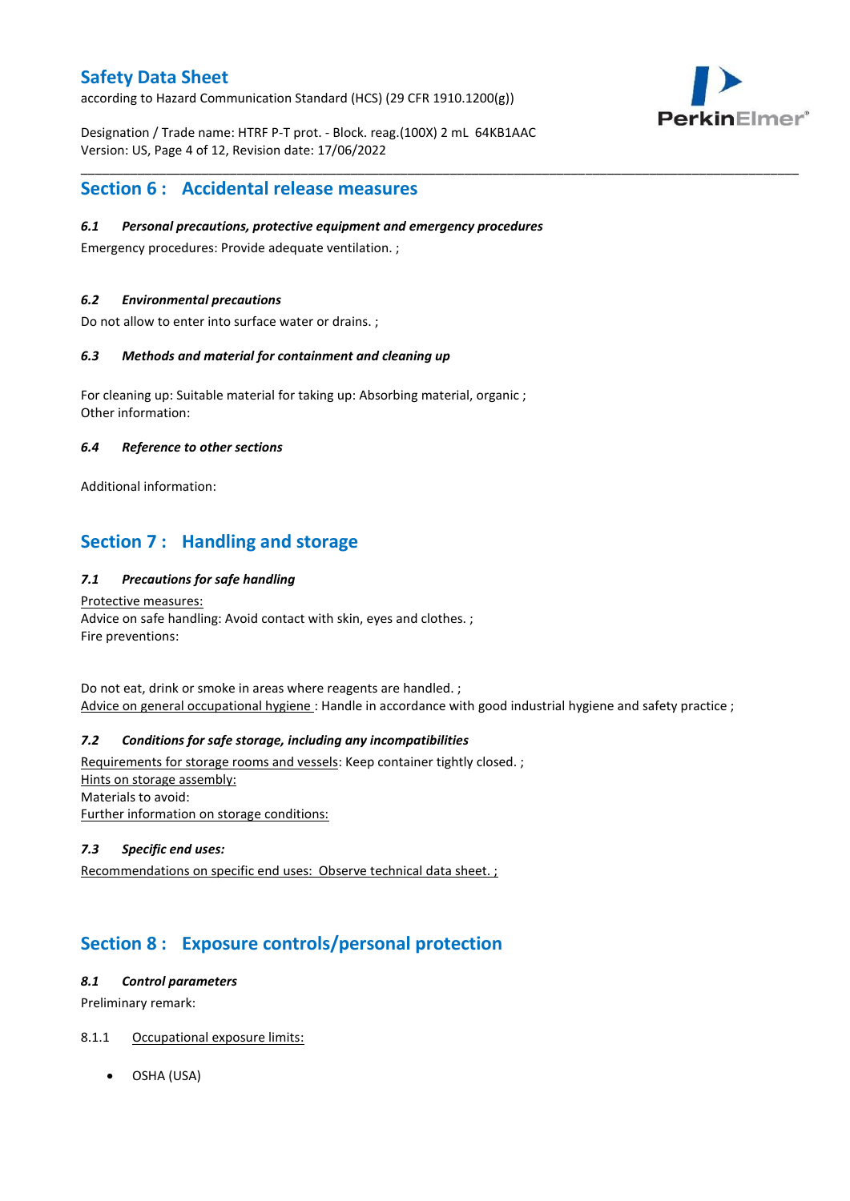## Section 6 : Accidental release measures

### *6.1 Personal precautions, protective equipment and emergency procedures*

Emergency procedures: Provide adequate ventilation. ;

### *6.2 Environmental precautions*

Do not allow to enter into surface water or drains. ;

### *6.3 Methods and material for containment and cleaning up*

For cleaning up: Suitable material for taking up: Absorbing material, organic ;
Other information:

### *6.4 Reference to other sections*

Additional information:

## Section 7 : Handling and storage

### *7.1 Precautions for safe handling*

Protective measures:
Advice on safe handling: Avoid contact with skin, eyes and clothes. ;
Fire preventions:

Do not eat, drink or smoke in areas where reagents are handled. ;
Advice on general occupational hygiene : Handle in accordance with good industrial hygiene and safety practice ;

### *7.2 Conditions for safe storage, including any incompatibilities*

Requirements for storage rooms and vessels: Keep container tightly closed. ;
Hints on storage assembly:
Materials to avoid:
Further information on storage conditions:

### *7.3 Specific end uses:*

Recommendations on specific end uses: Observe technical data sheet. ;

## Section 8 : Exposure controls/personal protection

### *8.1 Control parameters*

Preliminary remark:

8.1.1 Occupational exposure limits:

- OSHA (USA)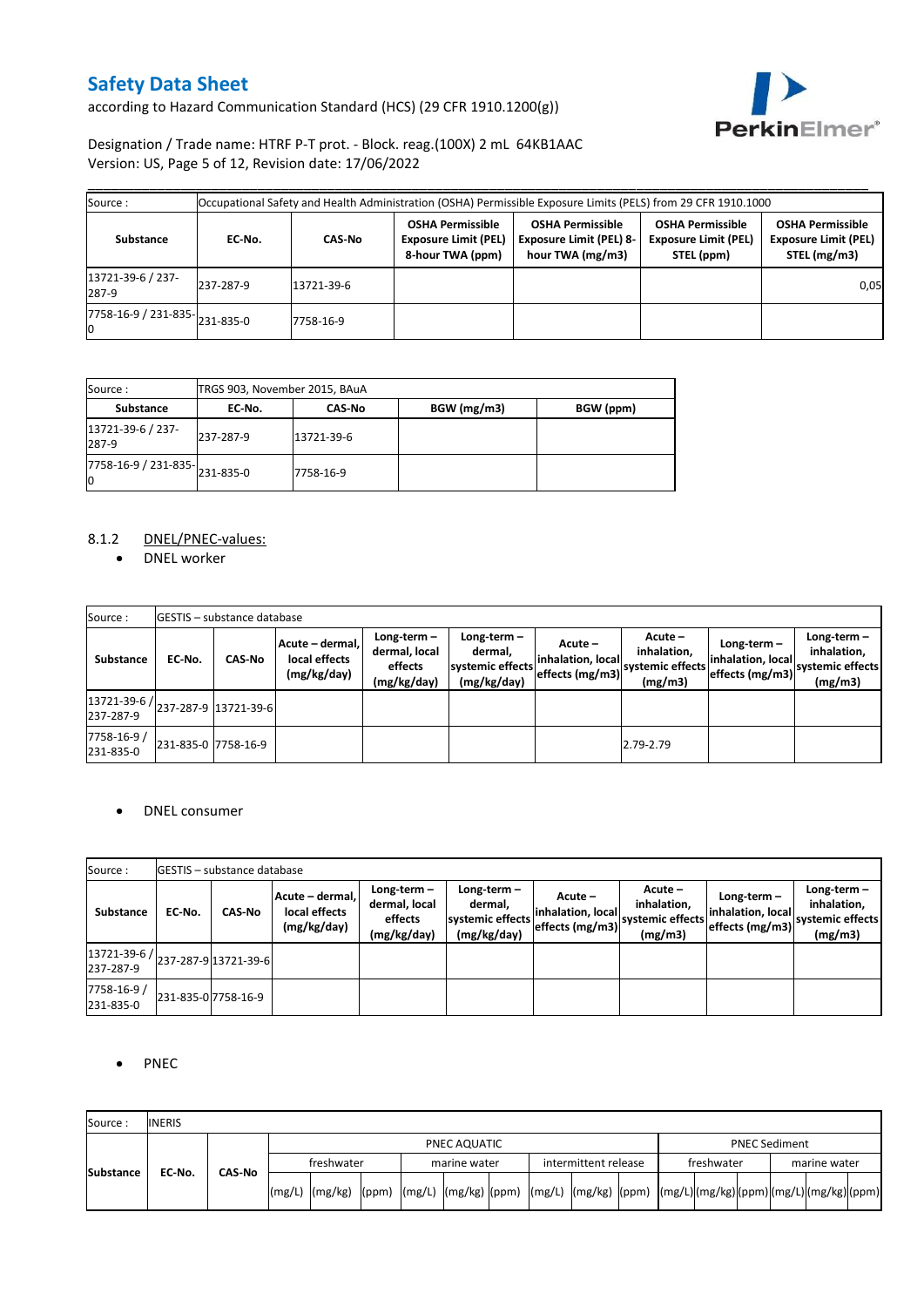# Safety Data Sheet

according to Hazard Communication Standard (HCS) (29 CFR 1910.1200(g))

Designation / Trade name: HTRF P-T prot. - Block. reag.(100X) 2 mL 64KB1AAC
Version: US, Page 5 of 12, Revision date: 17/06/2022

| Source : | Occupational Safety and Health Administration (OSHA) Permissible Exposure Limits (PELS) from 29 CFR 1910.1000 | | | | | |
|---|---|---|---|---|---|---|
| **Substance** | **EC-No.** | **CAS-No** | **OSHA Permissible Exposure Limit (PEL) 8-hour TWA (ppm)** | **OSHA Permissible Exposure Limit (PEL) 8-hour TWA (mg/m3)** | **OSHA Permissible Exposure Limit (PEL) STEL (ppm)** | **OSHA Permissible Exposure Limit (PEL) STEL (mg/m3)** |
| 13721-39-6 / 237-287-9 | 237-287-9 | 13721-39-6 | | | | 0,05 |
| 7758-16-9 / 231-835-0 | 231-835-0 | 7758-16-9 | | | | |

| Source : | TRGS 903, November 2015, BAuA | | | |
|---|---|---|---|---|
| **Substance** | **EC-No.** | **CAS-No** | **BGW (mg/m3)** | **BGW (ppm)** |
| 13721-39-6 / 237-287-9 | 237-287-9 | 13721-39-6 | | |
| 7758-16-9 / 231-835-0 | 231-835-0 | 7758-16-9 | | |

8.1.2 DNEL/PNEC-values:

- DNEL worker

| Source : | GESTIS – substance database | | | | | | | | | |
|---|---|---|---|---|---|---|---|---|---|---|
| **Substance** | **EC-No.** | **CAS-No** | **Acute – dermal, local effects (mg/kg/day)** | **Long-term – dermal, local effects (mg/kg/day)** | **Long-term – dermal, systemic effects (mg/kg/day)** | **Acute – inhalation, local effects (mg/m3)** | **Acute – inhalation, systemic effects (mg/m3)** | **Long-term – inhalation, local effects (mg/m3)** | **Long-term – inhalation, systemic effects (mg/m3)** |
| 13721-39-6 / 237-287-9 | 237-287-9 | 13721-39-6 | | | | | | | |
| 7758-16-9 / 231-835-0 | 231-835-0 | 7758-16-9 | | | | | 2.79-2.79 | | |

- DNEL consumer

| Source : | GESTIS – substance database | | | | | | | | |
|---|---|---|---|---|---|---|---|---|---|
| **Substance** | **EC-No.** | **CAS-No** | **Acute – dermal, local effects (mg/kg/day)** | **Long-term – dermal, local effects (mg/kg/day)** | **Long-term – dermal, systemic effects (mg/kg/day)** | **Acute – inhalation, local effects (mg/m3)** | **Acute – inhalation, systemic effects (mg/m3)** | **Long-term – inhalation, local effects (mg/m3)** | **Long-term – inhalation, systemic effects (mg/m3)** |
| 13721-39-6 / 237-287-9 | 237-287-9 | 13721-39-6 | | | | | | | |
| 7758-16-9 / 231-835-0 | 231-835-0 | 7758-16-9 | | | | | | | |

- PNEC

| Source : | INERIS | | | | | | | | | | | | | | | | | |
|---|---|---|---|---|---|---|---|---|---|---|---|---|---|---|---|---|---|---|
| **Substance** | **EC-No.** | **CAS-No** | PNEC AQUATIC | | | | | | | | | PNEC Sediment | | | | | |
| | | | freshwater | | | marine water | | | intermittent release | | | freshwater | | | marine water | | |
| | | | (mg/L) | (mg/kg) | (ppm) | (mg/L) | (mg/kg) | (ppm) | (mg/L) | (mg/kg) | (ppm) | (mg/L) | (mg/kg) | (ppm) | (mg/L) | (mg/kg) | (ppm) |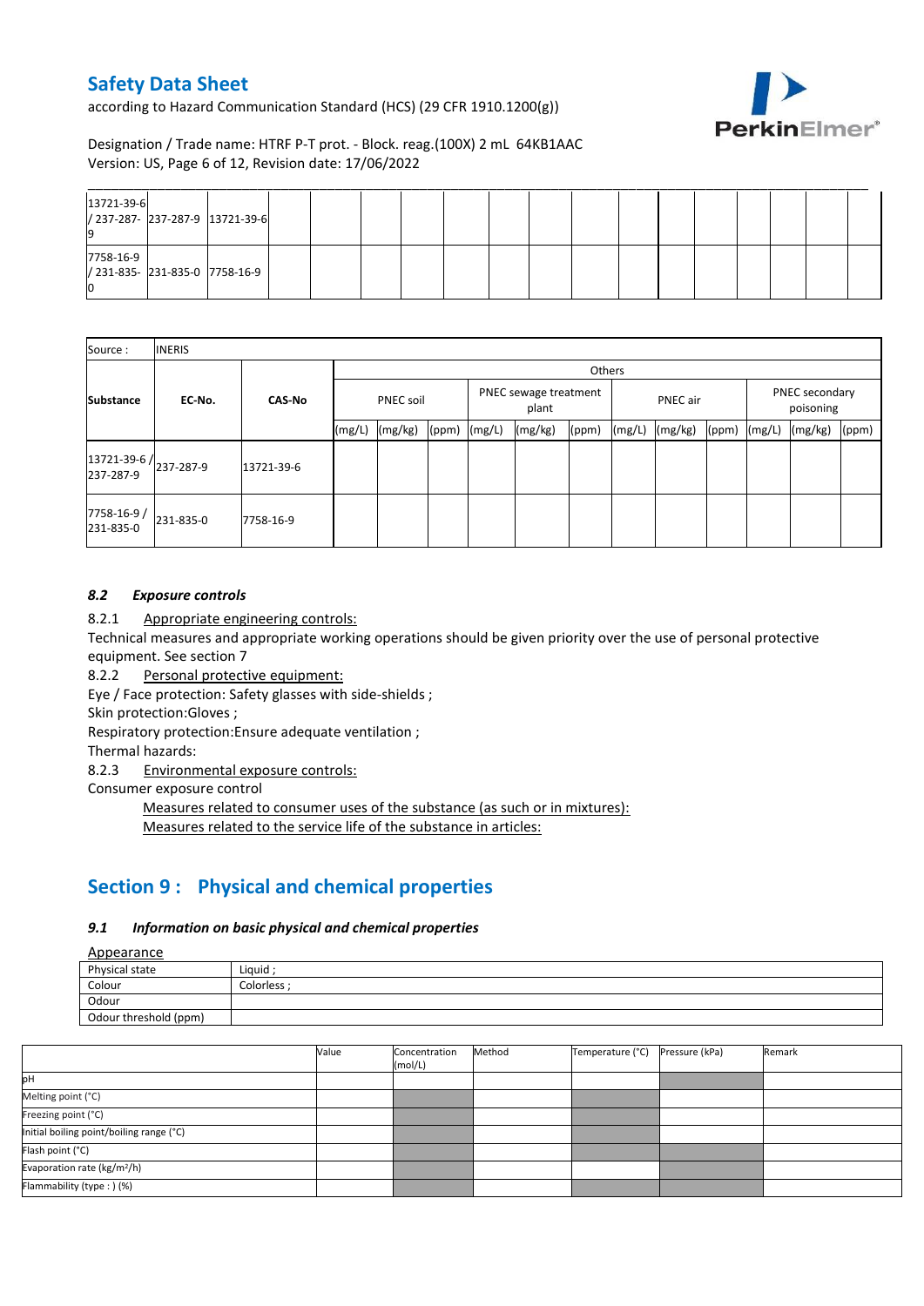| 13721-39-6 / 237-287-9 | 237-287-9 | 13721-39-6 | | | | | | | | | | | | | | |
|---|---|---|---|---|---|---|---|---|---|---|---|---|---|---|---|---|
| 7758-16-9 / 231-835-0 | 231-835-0 | 7758-16-9 | | | | | | | | | | | | | | |

| Source : | INERIS | | | | | | | | | | | | | |
|---|---|---|---|---|---|---|---|---|---|---|---|---|---|---|
| | | | Others | | | | | | | | | | | |
| Substance | EC-No. | CAS-No | PNEC soil | | | PNEC sewage treatment plant | | | PNEC air | | | PNEC secondary poisoning | | |
| | | | (mg/L) | (mg/kg) | (ppm) | (mg/L) | (mg/kg) | (ppm) | (mg/L) | (mg/kg) | (ppm) | (mg/L) | (mg/kg) | (ppm) |
| 13721-39-6 / 237-287-9 | 237-287-9 | 13721-39-6 | | | | | | | | | | | | |
| 7758-16-9 / 231-835-0 | 231-835-0 | 7758-16-9 | | | | | | | | | | | | |

### *8.2 Exposure controls*

8.2.1 Appropriate engineering controls:

Technical measures and appropriate working operations should be given priority over the use of personal protective equipment. See section 7

8.2.2 Personal protective equipment:

Eye / Face protection: Safety glasses with side-shields ;

Skin protection:Gloves ;

Respiratory protection:Ensure adequate ventilation ;

Thermal hazards:

8.2.3 Environmental exposure controls:

Consumer exposure control

Measures related to consumer uses of the substance (as such or in mixtures):

Measures related to the service life of the substance in articles:

## Section 9 : Physical and chemical properties

### *9.1 Information on basic physical and chemical properties*

Appearance

| Physical state | Liquid ; |
|---|---|
| Colour | Colorless ; |
| Odour | |
| Odour threshold (ppm) | |

| | Value | Concentration (mol/L) | Method | Temperature (°C) | Pressure (kPa) | Remark |
|---|---|---|---|---|---|---|
| pH | | | | | | |
| Melting point (°C) | | | | | | |
| Freezing point (°C) | | | | | | |
| Initial boiling point/boiling range (°C) | | | | | | |
| Flash point (°C) | | | | | | |
| Evaporation rate (kg/m²/h) | | | | | | |
| Flammability (type : ) (%) | | | | | | |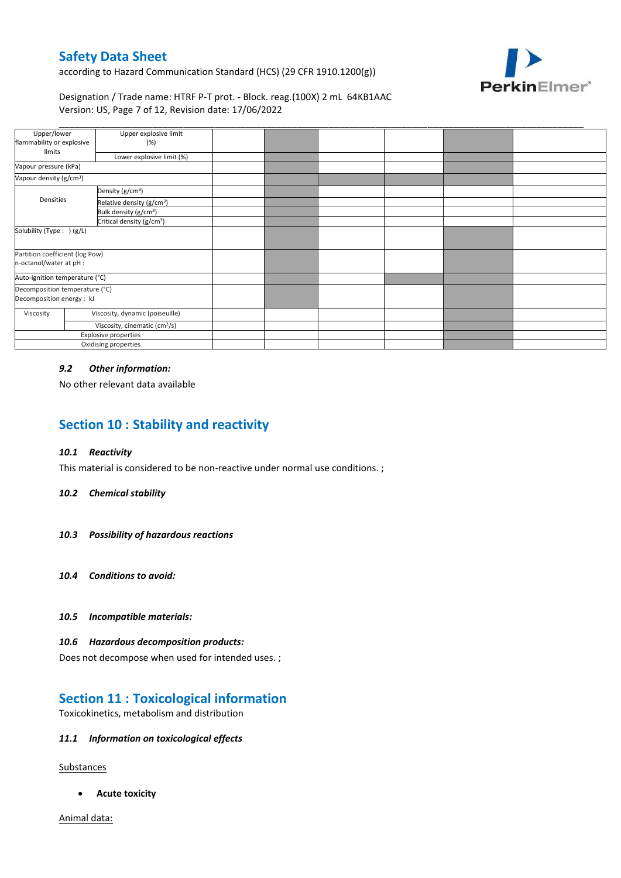| | | | | | | | |
|---|---|---|---|---|---|---|---|
| Upper/lower flammability or explosive limits | Upper explosive limit (%) | | | | | | |
| | Lower explosive limit (%) | | | | | | |
| Vapour pressure (kPa) | | | | | | | |
| Vapour density (g/cm³) | | | | | | | |
| Densities | Density (g/cm³) | | | | | | |
| | Relative density (g/cm³) | | | | | | |
| | Bulk density (g/cm³) | | | | | | |
| | Critical density (g/cm³) | | | | | | |
| Solubility (Type : ) (g/L) | | | | | | | |
| Partition coefficient (log Pow) n-octanol/water at pH : | | | | | | | |
| Auto-ignition temperature (°C) | | | | | | | |
| Decomposition temperature (°C) Decomposition energy : kJ | | | | | | | |
| Viscosity | Viscosity, dynamic (poiseuille) | | | | | | |
| | Viscosity, cinematic (cm³/s) | | | | | | |
| Explosive properties | | | | | | | |
| Oxidising properties | | | | | | | |

### *9.2 Other information:*

No other relevant data available

## Section 10 : Stability and reactivity

### *10.1 Reactivity*

This material is considered to be non-reactive under normal use conditions. ;

### *10.2 Chemical stability*

### *10.3 Possibility of hazardous reactions*

### *10.4 Conditions to avoid:*

### *10.5 Incompatible materials:*

### *10.6 Hazardous decomposition products:*

Does not decompose when used for intended uses. ;

## Section 11 : Toxicological information

Toxicokinetics, metabolism and distribution

### *11.1 Information on toxicological effects*

Substances

- **Acute toxicity**

Animal data: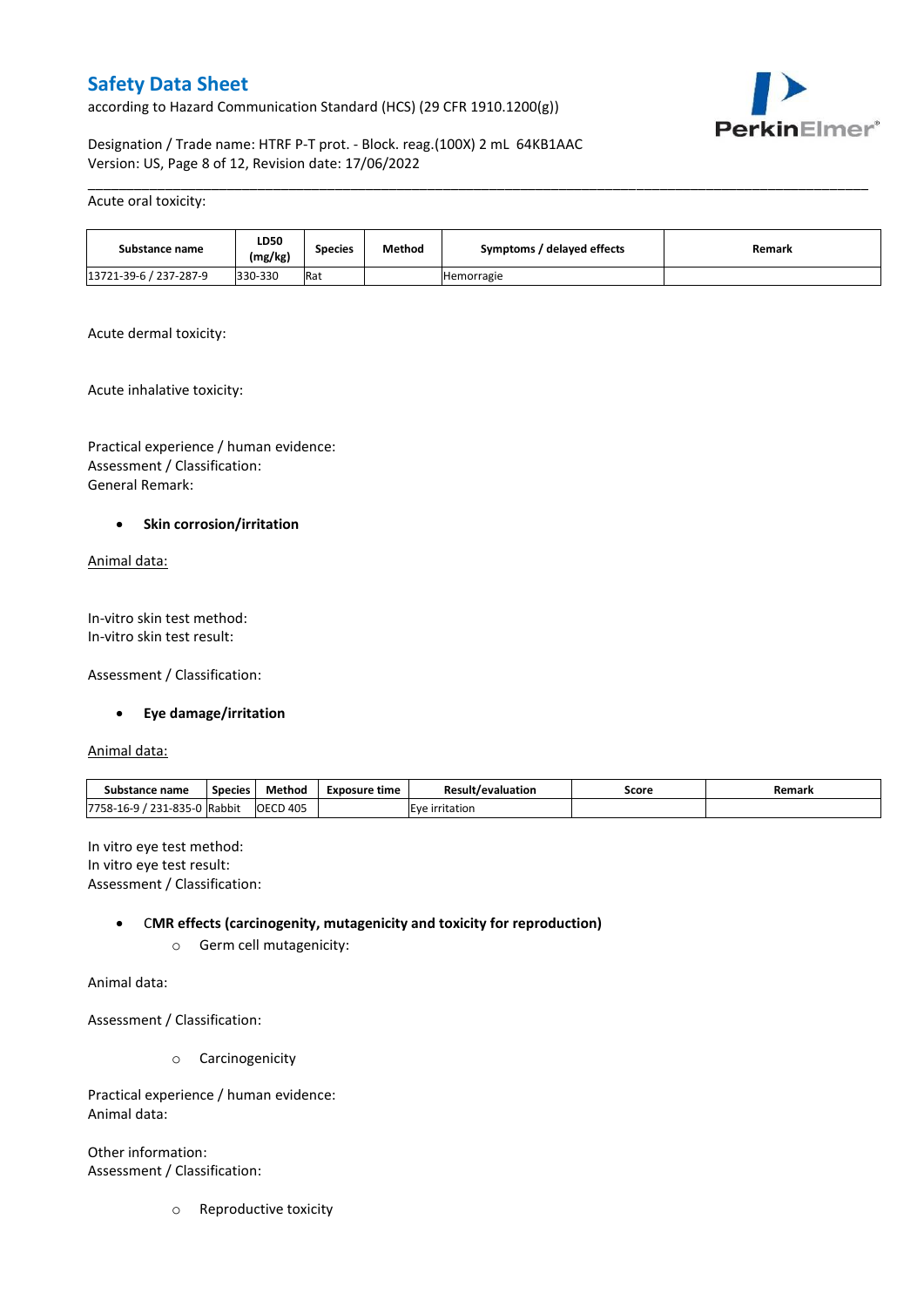Acute oral toxicity:

| Substance name | LD50 (mg/kg) | Species | Method | Symptoms / delayed effects | Remark |
|---|---|---|---|---|---|
| 13721-39-6 / 237-287-9 | 330-330 | Rat | | Hemorragie | |

Acute dermal toxicity:

Acute inhalative toxicity:

Practical experience / human evidence:
Assessment / Classification:
General Remark:

- **Skin corrosion/irritation**

Animal data:

In-vitro skin test method:
In-vitro skin test result:

Assessment / Classification:

- **Eye damage/irritation**

Animal data:

| Substance name | Species | Method | Exposure time | Result/evaluation | Score | Remark |
|---|---|---|---|---|---|---|
| 7758-16-9 / 231-835-0 | Rabbit | OECD 405 | | Eye irritation | | |

In vitro eye test method:
In vitro eye test result:
Assessment / Classification:

- **CMR effects (carcinogenity, mutagenicity and toxicity for reproduction)**
    - Germ cell mutagenicity:

Animal data:

Assessment / Classification:

- Carcinogenicity

Practical experience / human evidence:
Animal data:

Other information:
Assessment / Classification:

- Reproductive toxicity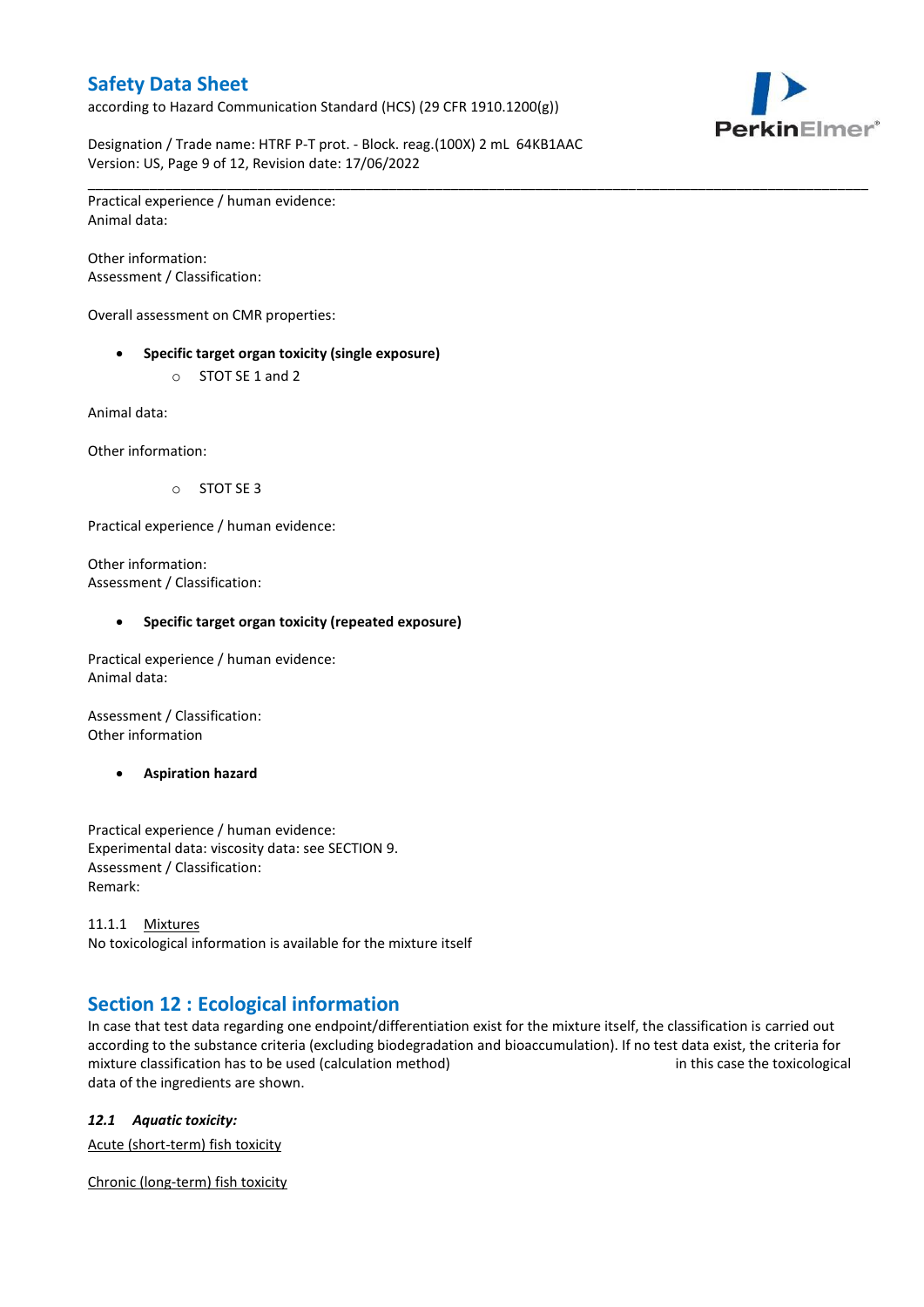Practical experience / human evidence:
Animal data:

Other information:
Assessment / Classification:

Overall assessment on CMR properties:

- **Specific target organ toxicity (single exposure)**
    - STOT SE 1 and 2

Animal data:

Other information:

- STOT SE 3

Practical experience / human evidence:

Other information:
Assessment / Classification:

- **Specific target organ toxicity (repeated exposure)**

Practical experience / human evidence:
Animal data:

Assessment / Classification:
Other information

- **Aspiration hazard**

Practical experience / human evidence:
Experimental data: viscosity data: see SECTION 9.
Assessment / Classification:
Remark:

11.1.1 Mixtures
No toxicological information is available for the mixture itself

## Section 12 : Ecological information

In case that test data regarding one endpoint/differentiation exist for the mixture itself, the classification is carried out according to the substance criteria (excluding biodegradation and bioaccumulation). If no test data exist, the criteria for mixture classification has to be used (calculation method) in this case the toxicological data of the ingredients are shown.

### *12.1 Aquatic toxicity:*

Acute (short-term) fish toxicity

Chronic (long-term) fish toxicity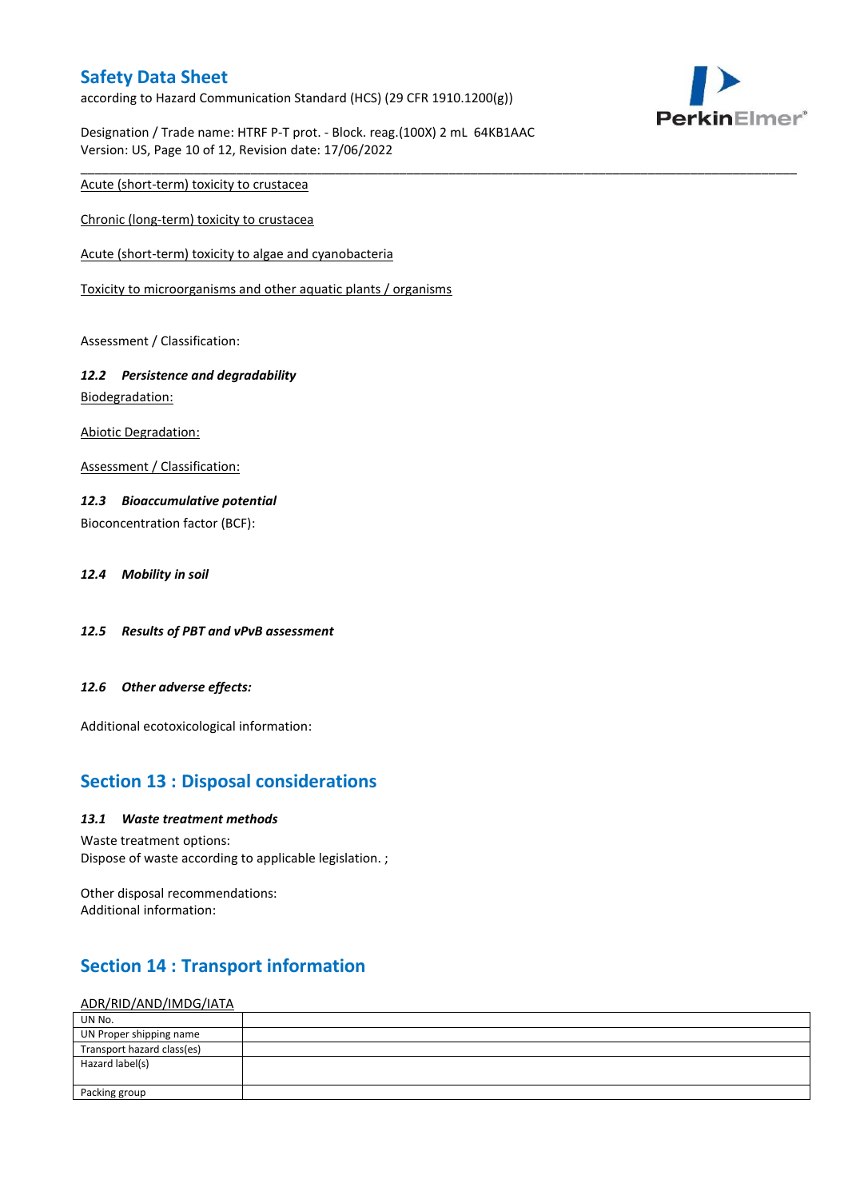Acute (short-term) toxicity to crustacea

Chronic (long-term) toxicity to crustacea

Acute (short-term) toxicity to algae and cyanobacteria

Toxicity to microorganisms and other aquatic plants / organisms

Assessment / Classification:

### *12.2 Persistence and degradability*

Biodegradation:

Abiotic Degradation:

Assessment / Classification:

### *12.3 Bioaccumulative potential*

Bioconcentration factor (BCF):

### *12.4 Mobility in soil*

### *12.5 Results of PBT and vPvB assessment*

### *12.6 Other adverse effects:*

Additional ecotoxicological information:

## Section 13 : Disposal considerations

### *13.1 Waste treatment methods*

Waste treatment options:
Dispose of waste according to applicable legislation. ;

Other disposal recommendations:
Additional information:

## Section 14 : Transport information

ADR/RID/AND/IMDG/IATA

| | |
|---|---|
| UN No. | |
| UN Proper shipping name | |
| Transport hazard class(es) | |
| Hazard label(s) | |
| Packing group | |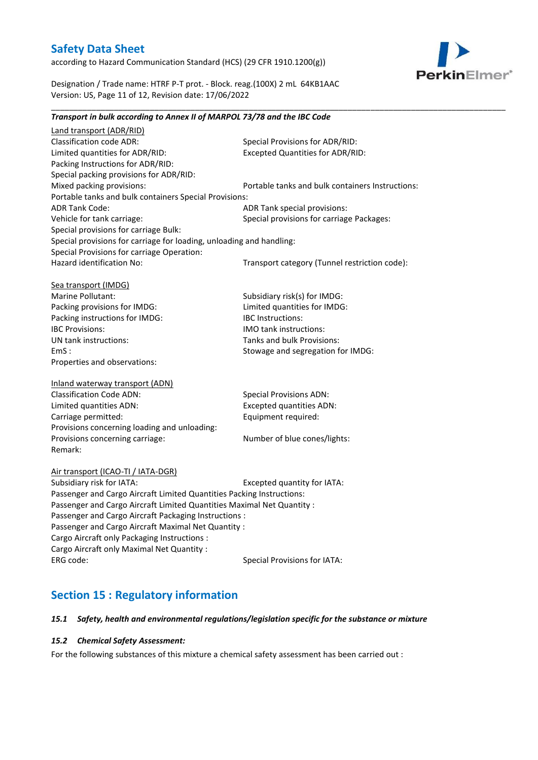***Transport in bulk according to Annex II of MARPOL 73/78 and the IBC Code***

Land transport (ADR/RID)

Classification code ADR:
Special Provisions for ADR/RID:
Limited quantities for ADR/RID:
Excepted Quantities for ADR/RID:
Packing Instructions for ADR/RID:
Special packing provisions for ADR/RID:
Mixed packing provisions:
Portable tanks and bulk containers Instructions:
Portable tanks and bulk containers Special Provisions:
ADR Tank Code:
ADR Tank special provisions:
Vehicle for tank carriage:
Special provisions for carriage Packages:
Special provisions for carriage Bulk:
Special provisions for carriage for loading, unloading and handling:
Special Provisions for carriage Operation:
Hazard identification No:
Transport category (Tunnel restriction code):

Sea transport (IMDG)

Marine Pollutant:
Subsidiary risk(s) for IMDG:
Packing provisions for IMDG:
Limited quantities for IMDG:
Packing instructions for IMDG:
IBC Instructions:
IBC Provisions:
IMO tank instructions:
UN tank instructions:
Tanks and bulk Provisions:
EmS :
Stowage and segregation for IMDG:
Properties and observations:

Inland waterway transport (ADN)

Classification Code ADN:
Special Provisions ADN:
Limited quantities ADN:
Excepted quantities ADN:
Carriage permitted:
Equipment required:
Provisions concerning loading and unloading:
Provisions concerning carriage:
Number of blue cones/lights:
Remark:

Air transport (ICAO-TI / IATA-DGR)

Subsidiary risk for IATA:
Excepted quantity for IATA:
Passenger and Cargo Aircraft Limited Quantities Packing Instructions:
Passenger and Cargo Aircraft Limited Quantities Maximal Net Quantity :
Passenger and Cargo Aircraft Packaging Instructions :
Passenger and Cargo Aircraft Maximal Net Quantity :
Cargo Aircraft only Packaging Instructions :
Cargo Aircraft only Maximal Net Quantity :
ERG code:
Special Provisions for IATA:

## Section 15 : Regulatory information

***15.1 Safety, health and environmental regulations/legislation specific for the substance or mixture***

***15.2 Chemical Safety Assessment:***

For the following substances of this mixture a chemical safety assessment has been carried out :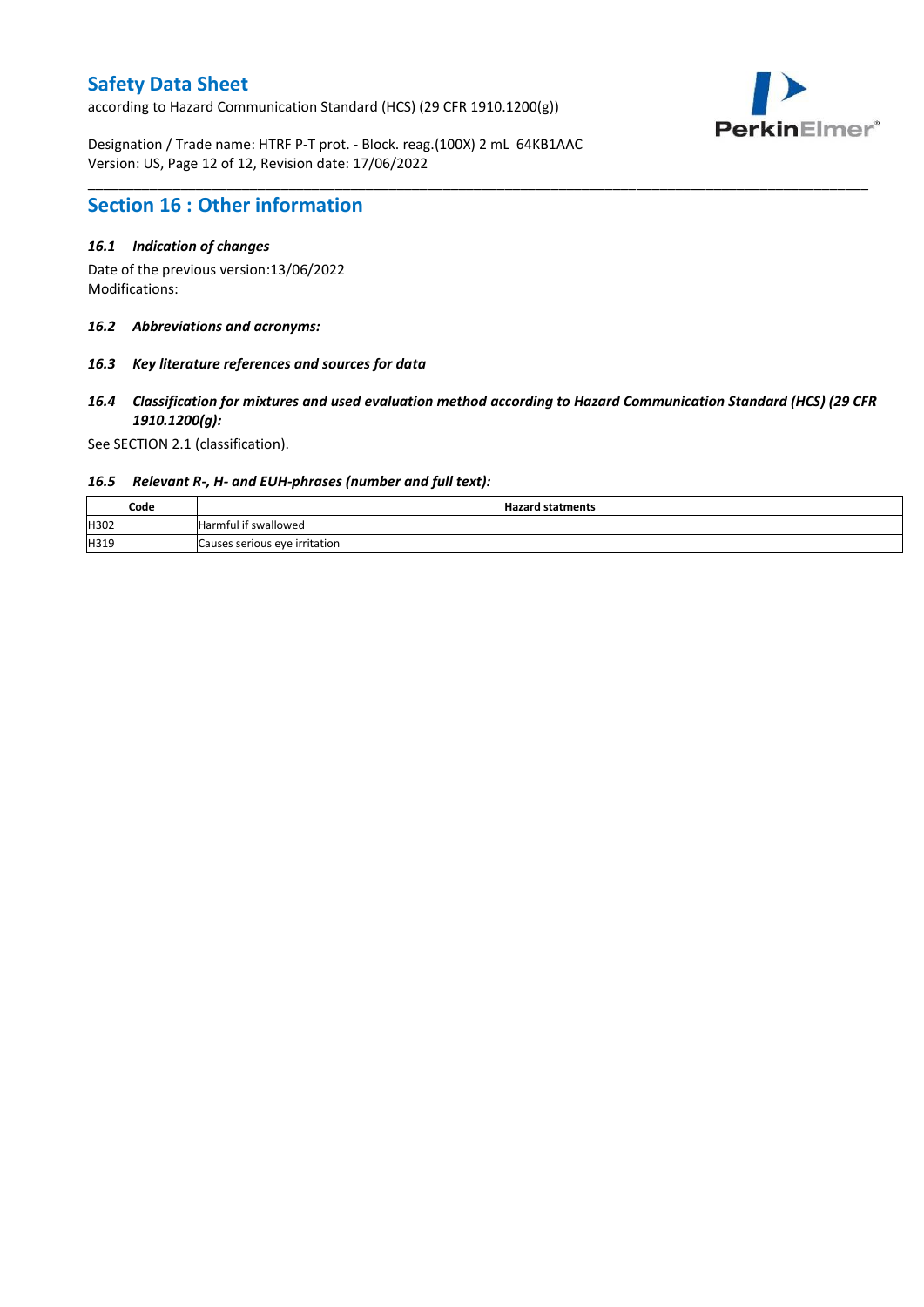# Safety Data Sheet

according to Hazard Communication Standard (HCS) (29 CFR 1910.1200(g))

Designation / Trade name: HTRF P-T prot. - Block. reag.(100X) 2 mL 64KB1AAC
Version: US, Page 12 of 12, Revision date: 17/06/2022

## Section 16 : Other information

### *16.1 Indication of changes*

Date of the previous version:13/06/2022
Modifications:

### *16.2 Abbreviations and acronyms:*

### *16.3 Key literature references and sources for data*

### *16.4 Classification for mixtures and used evaluation method according to Hazard Communication Standard (HCS) (29 CFR 1910.1200(g):*

See SECTION 2.1 (classification).

### *16.5 Relevant R-, H- and EUH-phrases (number and full text):*

| Code | Hazard statments |
|---|---|
| H302 | Harmful if swallowed |
| H319 | Causes serious eye irritation |